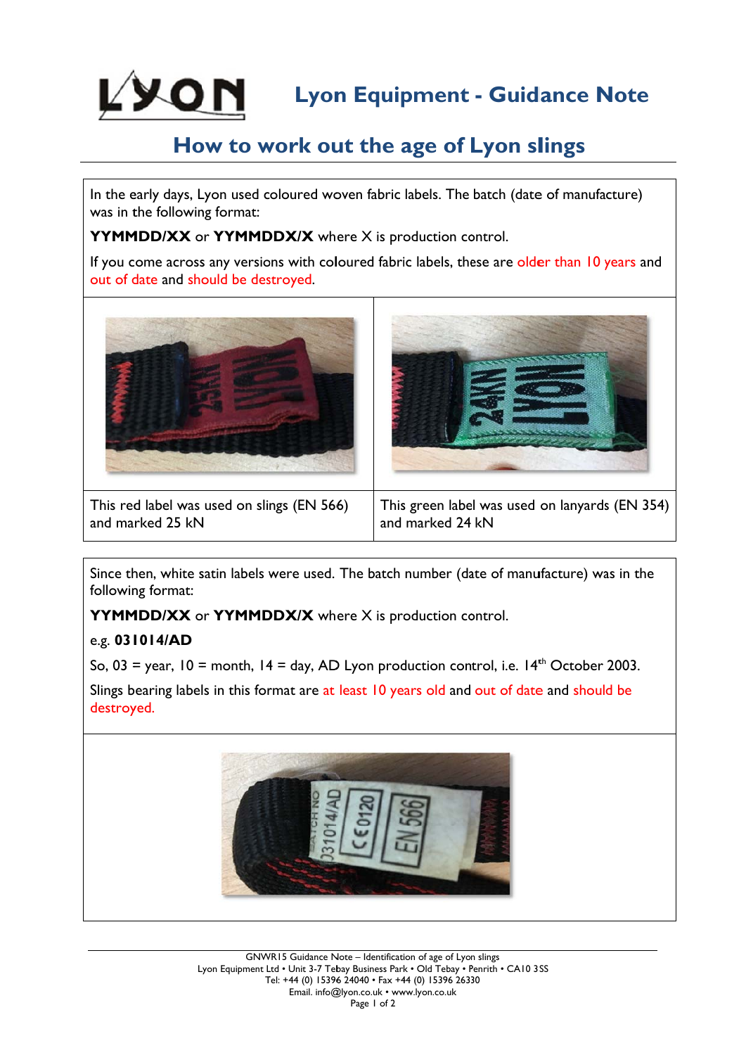# Lyon Equipment - Guidance Note

## How to work out the age of Lyon slings

In the early days, Lyon used coloured woven fabric labels. The batch (date of manufacture) was in the following format:

**YYMMDD/XX** or **YYMMDDX/X** where X is production control.

If you come across any versions with coloured fabric labels, these are older than 10 years and out of date and should be destroyed.

| This red label was used on slings (EN 566) and marked 25 kN | This green label was used on lanyards (EN 354) and marked 24 kN |
| --- | --- |

Since then, white satin labels were used. The batch number (date of manufacture) was in the following format:

**YYMMDD/XX** or **YYMMDDX/X** where X is production control.

e.g. **031014/AD**

So, 03 = year, 10 = month, 14 = day, AD Lyon production control, i.e. 14th October 2003.

Slings bearing labels in this format are at least 10 years old and out of date and should be destroyed.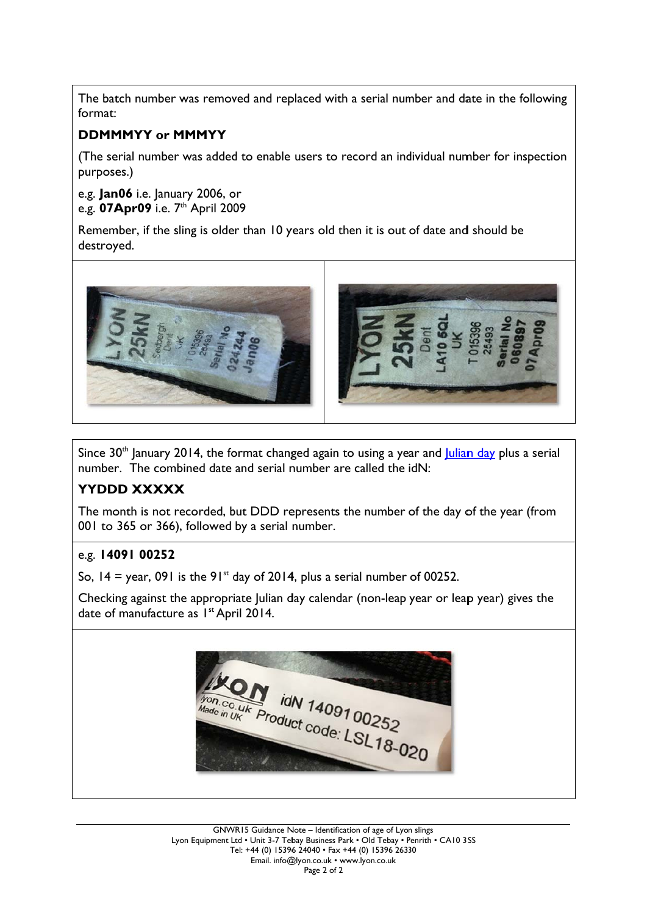The batch number was removed and replaced with a serial number and date in the following format:

**DDMMMYY or MMMYY**

(The serial number was added to enable users to record an individual number for inspection purposes.)

e.g. **Jan06** i.e. January 2006, or
e.g. **07Apr09** i.e. 7th April 2009

Remember, if the sling is older than 10 years old then it is out of date and should be destroyed.

Since 30th January 2014, the format changed again to using a year and Julian day plus a serial number. The combined date and serial number are called the idN:

**YYDDD XXXXX**

The month is not recorded, but DDD represents the number of the day of the year (from 001 to 365 or 366), followed by a serial number.

e.g. **14091 00252**

So, 14 = year, 091 is the 91st day of 2014, plus a serial number of 00252.

Checking against the appropriate Julian day calendar (non-leap year or leap year) gives the date of manufacture as 1st April 2014.

GNWR15 Guidance Note – Identification of age of Lyon slings
Lyon Equipment Ltd • Unit 3-7 Tebay Business Park • Old Tebay • Penrith • CA10 3SS
Tel: +44 (0) 15396 24040 • Fax +44 (0) 15396 26330
Email. info@lyon.co.uk • www.lyon.co.uk